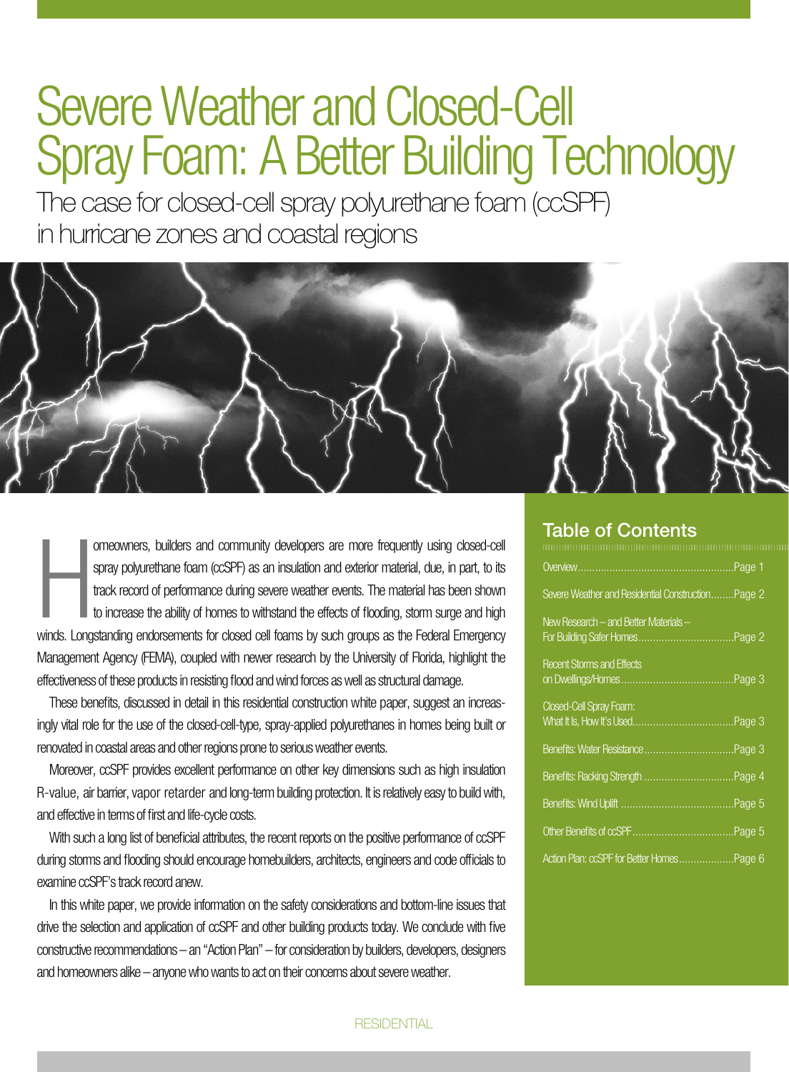# Severe Weather and Closed-Cell Spray Foam: A Better Building Technology

## The case for closed-cell spray polyurethane foam (ccSPF) in hurricane zones and coastal regions

Homeowners, builders and community developers are more frequently using closed-cell spray polyurethane foam (ccSPF) as an insulation and exterior material, due, in part, to its track record of performance during severe weather events. The material has been shown to increase the ability of homes to withstand the effects of flooding, storm surge and high winds. Longstanding endorsements for closed cell foams by such groups as the Federal Emergency Management Agency (FEMA), coupled with newer research by the University of Florida, highlight the effectiveness of these products in resisting flood and wind forces as well as structural damage.

These benefits, discussed in detail in this residential construction white paper, suggest an increasingly vital role for the use of the closed-cell-type, spray-applied polyurethanes in homes being built or renovated in coastal areas and other regions prone to serious weather events.

Moreover, ccSPF provides excellent performance on other key dimensions such as high insulation R-value, air barrier, vapor retarder and long-term building protection. It is relatively easy to build with, and effective in terms of first and life-cycle costs.

With such a long list of beneficial attributes, the recent reports on the positive performance of ccSPF during storms and flooding should encourage homebuilders, architects, engineers and code officials to examine ccSPF's track record anew.

In this white paper, we provide information on the safety considerations and bottom-line issues that drive the selection and application of ccSPF and other building products today. We conclude with five constructive recommendations – an "Action Plan" – for consideration by builders, developers, designers and homeowners alike – anyone who wants to act on their concerns about severe weather.

## Table of Contents

| Section | Page |
| --- | --- |
| Overview | Page 1 |
| Severe Weather and Residential Construction | Page 2 |
| New Research – and Better Materials – For Building Safer Homes | Page 2 |
| Recent Storms and Effects on Dwellings/Homes | Page 3 |
| Closed-Cell Spray Foam: What It Is, How It's Used | Page 3 |
| Benefits: Water Resistance | Page 3 |
| Benefits: Racking Strength | Page 4 |
| Benefits: Wind Uplift | Page 5 |
| Other Benefits of ccSPF | Page 5 |
| Action Plan: ccSPF for Better Homes | Page 6 |

RESIDENTIAL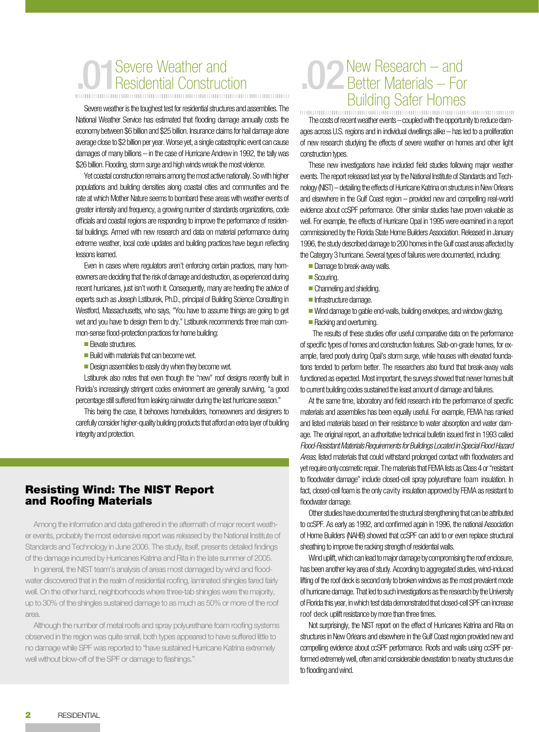## .01 Severe Weather and Residential Construction

Severe weather is the toughest test for residential structures and assemblies. The National Weather Service has estimated that flooding damage annually costs the economy between $6 billion and $25 billion. Insurance claims for hail damage alone average close to $2 billion per year. Worse yet, a single catastrophic event can cause damages of many billions – in the case of Hurricane Andrew in 1992, the tally was $26 billion. Flooding, storm surge and high winds wreak the most violence.

Yet coastal construction remains among the most active nationally. So with higher populations and building densities along coastal cities and communities and the rate at which Mother Nature seems to bombard these areas with weather events of greater intensity and frequency, a growing number of standards organizations, code officials and coastal regions are responding to improve the performance of residential buildings. Armed with new research and data on material performance during extreme weather, local code updates and building practices have begun reflecting lessons learned.

Even in cases where regulators aren't enforcing certain practices, many homeowners are deciding that the risk of damage and destruction, as experienced during recent hurricanes, just isn't worth it. Consequently, many are heeding the advice of experts such as Joseph Lstiburek, Ph.D., principal of Building Science Consulting in Westford, Massachusetts, who says, "You have to assume things are going to get wet and you have to design them to dry." Lstiburek recommends three main common-sense flood-protection practices for home building:

- Elevate structures.
- Build with materials that can become wet.
- Design assemblies to easily dry when they become wet.

Lstiburek also notes that even though the "new" roof designs recently built in Florida's increasingly stringent codes environment are generally surviving, "a good percentage still suffered from leaking rainwater during the last hurricane season."

This being the case, it behooves homebuilders, homeowners and designers to carefully consider higher-quality building products that afford an extra layer of building integrity and protection.

### Resisting Wind: The NIST Report and Roofing Materials

Among the information and data gathered in the aftermath of major recent weather events, probably the most extensive report was released by the National Institute of Standards and Technology in June 2006. The study, itself, presents detailed findings of the damage incurred by Hurricanes Katrina and Rita in the late summer of 2005.

In general, the NIST team's analysis of areas most damaged by wind and floodwater discovered that in the realm of residential roofing, laminated shingles fared fairly well. On the other hand, neighborhoods where three-tab shingles were the majority, up to 30% of the shingles sustained damage to as much as 50% or more of the roof area.

Although the number of metal roofs and spray polyurethane foam roofing systems observed in the region was quite small, both types appeared to have suffered little to no damage while SPF was reported to "have sustained Hurricane Katrina extremely well without blow-off of the SPF or damage to flashings."

## .02 New Research – and Better Materials – For Building Safer Homes

The costs of recent weather events – coupled with the opportunity to reduce damages across U.S. regions and in individual dwellings alike – has led to a proliferation of new research studying the effects of severe weather on homes and other light construction types.

These new investigations have included field studies following major weather events. The report released last year by the National Institute of Standards and Technology (NIST) – detailing the effects of Hurricane Katrina on structures in New Orleans and elsewhere in the Gulf Coast region – provided new and compelling real-world evidence about ccSPF performance. Other similar studies have proven valuable as well. For example, the effects of Hurricane Opal in 1995 were examined in a report commissioned by the Florida State Home Builders Association. Released in January 1996, the study described damage to 200 homes in the Gulf coast areas affected by the Category 3 hurricane. Several types of failures were documented, including:

- Damage to break-away walls.
- Scouring.
- Channeling and shielding.
- Infrastructure damage.
- Wind damage to gable end-walls, building envelopes, and window glazing.
- Racking and overturning.

The results of these studies offer useful comparative data on the performance of specific types of homes and construction features. Slab-on-grade homes, for example, fared poorly during Opal's storm surge, while houses with elevated foundations tended to perform better. The researchers also found that break-away walls functioned as expected. Most important, the surveys showed that newer homes built to current building codes sustained the least amount of damage and failures.

At the same time, laboratory and field research into the performance of specific materials and assemblies has been equally useful. For example, FEMA has ranked and listed materials based on their resistance to water absorption and water damage. The original report, an authoritative technical bulletin issued first in 1993 called *Flood-Resistant Materials Requirements for Buildings Located in Special Flood Hazard Areas*, listed materials that could withstand prolonged contact with floodwaters and yet require only cosmetic repair. The materials that FEMA lists as Class 4 or "resistant to floodwater damage" include closed-cell spray polyurethane foam insulation. In fact, closed-cell foam is the only cavity insulation approved by FEMA as resistant to floodwater damage.

Other studies have documented the structural strengthening that can be attributed to ccSPF. As early as 1992, and confirmed again in 1996, the national Association of Home Builders (NAHB) showed that ccSPF can add to or even replace structural sheathing to improve the racking strength of residential walls.

Wind uplift, which can lead to major damage by compromising the roof enclosure, has been another key area of study. According to aggregated studies, wind-induced lifting of the roof deck is second only to broken windows as the most prevalent mode of hurricane damage. That led to such investigations as the research by the University of Florida this year, in which test data demonstrated that closed-cell SPF can increase roof deck uplift resistance by more than three times.

Not surprisingly, the NIST report on the effect of Hurricanes Katrina and Rita on structures in New Orleans and elsewhere in the Gulf Coast region provided new and compelling evidence about ccSPF performance. Roofs and walls using ccSPF performed extremely well, often amid considerable devastation to nearby structures due to flooding and wind.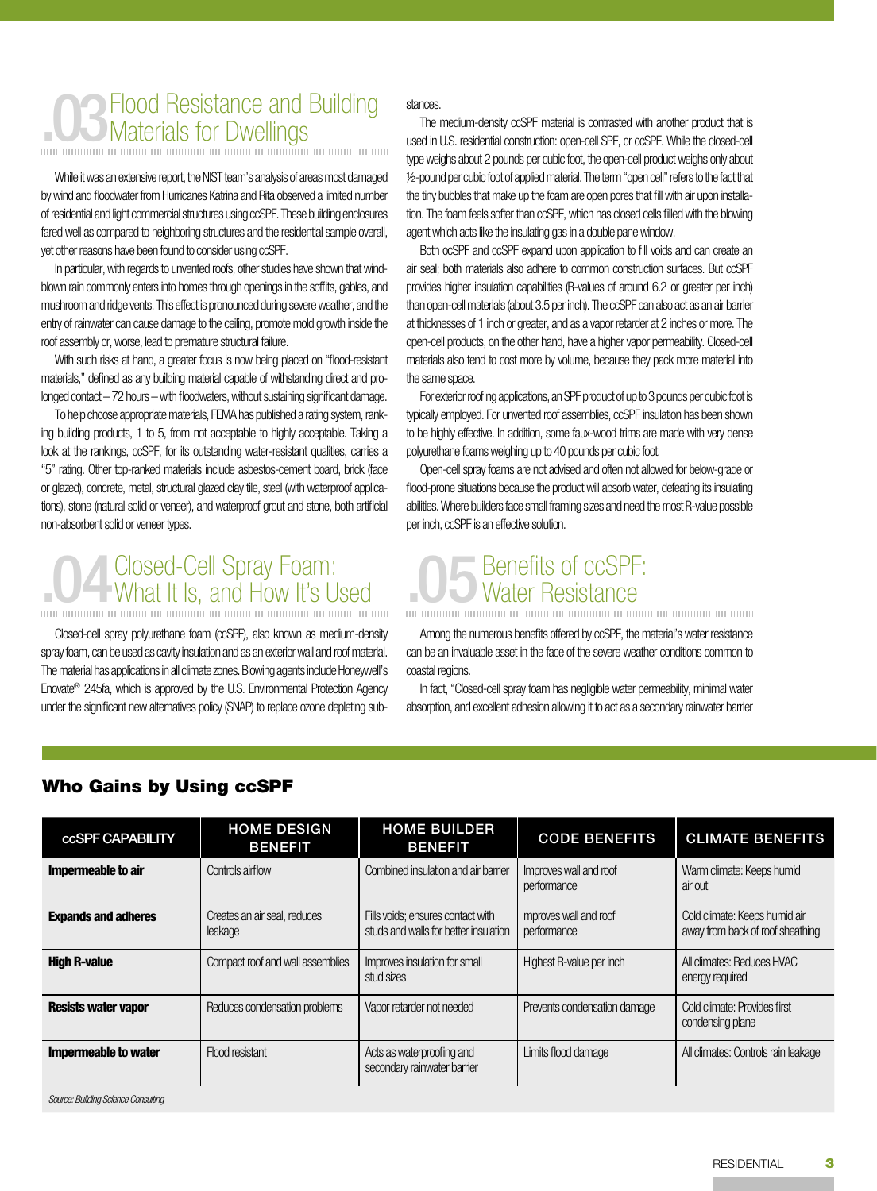## .03 Flood Resistance and Building Materials for Dwellings

While it was an extensive report, the NIST team's analysis of areas most damaged by wind and floodwater from Hurricanes Katrina and Rita observed a limited number of residential and light commercial structures using ccSPF. These building enclosures fared well as compared to neighboring structures and the residential sample overall, yet other reasons have been found to consider using ccSPF.

In particular, with regards to unvented roofs, other studies have shown that wind-blown rain commonly enters into homes through openings in the soffits, gables, and mushroom and ridge vents. This effect is pronounced during severe weather, and the entry of rainwater can cause damage to the ceiling, promote mold growth inside the roof assembly or, worse, lead to premature structural failure.

With such risks at hand, a greater focus is now being placed on "flood-resistant materials," defined as any building material capable of withstanding direct and prolonged contact – 72 hours – with floodwaters, without sustaining significant damage.

To help choose appropriate materials, FEMA has published a rating system, ranking building products, 1 to 5, from not acceptable to highly acceptable. Taking a look at the rankings, ccSPF, for its outstanding water-resistant qualities, carries a "5" rating. Other top-ranked materials include asbestos-cement board, brick (face or glazed), concrete, metal, structural glazed clay tile, steel (with waterproof applications), stone (natural solid or veneer), and waterproof grout and stone, both artificial non-absorbent solid or veneer types.

## .04 Closed-Cell Spray Foam: What It Is, and How It's Used

Closed-cell spray polyurethane foam (ccSPF), also known as medium-density spray foam, can be used as cavity insulation and as an exterior wall and roof material. The material has applications in all climate zones. Blowing agents include Honeywell's Enovate® 245fa, which is approved by the U.S. Environmental Protection Agency under the significant new alternatives policy (SNAP) to replace ozone depleting substances.

The medium-density ccSPF material is contrasted with another product that is used in U.S. residential construction: open-cell SPF, or ocSPF. While the closed-cell type weighs about 2 pounds per cubic foot, the open-cell product weighs only about ½-pound per cubic foot of applied material. The term "open cell" refers to the fact that the tiny bubbles that make up the foam are open pores that fill with air upon installation. The foam feels softer than ccSPF, which has closed cells filled with the blowing agent which acts like the insulating gas in a double pane window.

Both ocSPF and ccSPF expand upon application to fill voids and can create an air seal; both materials also adhere to common construction surfaces. But ccSPF provides higher insulation capabilities (R-values of around 6.2 or greater per inch) than open-cell materials (about 3.5 per inch). The ccSPF can also act as an air barrier at thicknesses of 1 inch or greater, and as a vapor retarder at 2 inches or more. The open-cell products, on the other hand, have a higher vapor permeability. Closed-cell materials also tend to cost more by volume, because they pack more material into the same space.

For exterior roofing applications, an SPF product of up to 3 pounds per cubic foot is typically employed. For unvented roof assemblies, ccSPF insulation has been shown to be highly effective. In addition, some faux-wood trims are made with very dense polyurethane foams weighing up to 40 pounds per cubic foot.

Open-cell spray foams are not advised and often not allowed for below-grade or flood-prone situations because the product will absorb water, defeating its insulating abilities. Where builders face small framing sizes and need the most R-value possible per inch, ccSPF is an effective solution.

## .05 Benefits of ccSPF: Water Resistance

Among the numerous benefits offered by ccSPF, the material's water resistance can be an invaluable asset in the face of the severe weather conditions common to coastal regions.

In fact, "Closed-cell spray foam has negligible water permeability, minimal water absorption, and excellent adhesion allowing it to act as a secondary rainwater barrier

### Who Gains by Using ccSPF

| ccSPF CAPABILITY | HOME DESIGN BENEFIT | HOME BUILDER BENEFIT | CODE BENEFITS | CLIMATE BENEFITS |
|---|---|---|---|---|
| **Impermeable to air** | Controls airflow | Combined insulation and air barrier | Improves wall and roof performance | Warm climate: Keeps humid air out |
| **Expands and adheres** | Creates an air seal, reduces leakage | Fills voids; ensures contact with studs and walls for better insulation | mproves wall and roof performance | Cold climate: Keeps humid air away from back of roof sheathing |
| **High R-value** | Compact roof and wall assemblies | Improves insulation for small stud sizes | Highest R-value per inch | All climates: Reduces HVAC energy required |
| **Resists water vapor** | Reduces condensation problems | Vapor retarder not needed | Prevents condensation damage | Cold climate: Provides first condensing plane |
| **Impermeable to water** | Flood resistant | Acts as waterproofing and secondary rainwater barrier | Limits flood damage | All climates: Controls rain leakage |

*Source: Building Science Consulting*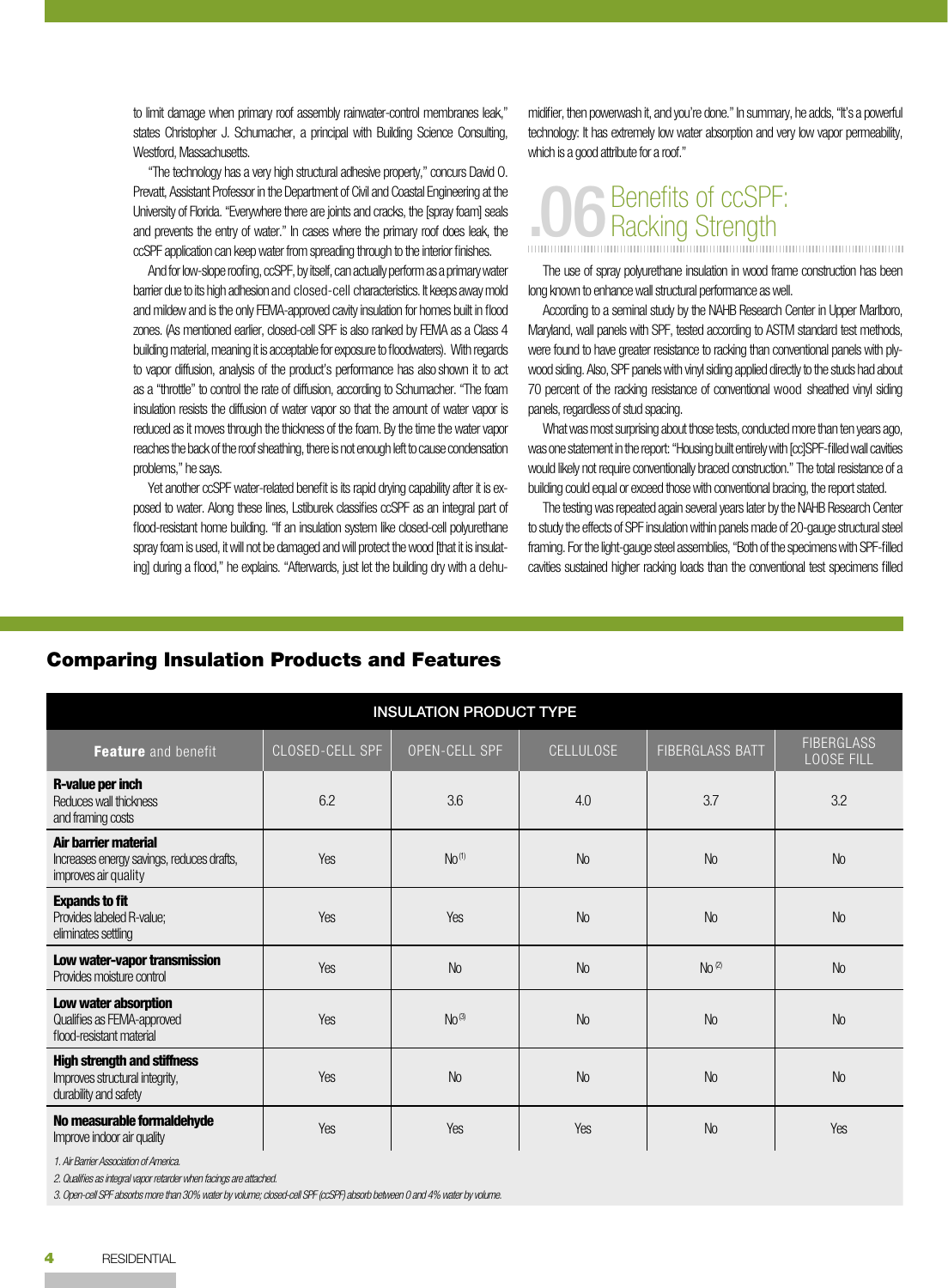to limit damage when primary roof assembly rainwater-control membranes leak," states Christopher J. Schumacher, a principal with Building Science Consulting, Westford, Massachusetts.

"The technology has a very high structural adhesive property," concurs David O. Prevatt, Assistant Professor in the Department of Civil and Coastal Engineering at the University of Florida. "Everywhere there are joints and cracks, the [spray foam] seals and prevents the entry of water." In cases where the primary roof does leak, the ccSPF application can keep water from spreading through to the interior finishes.

And for low-slope roofing, ccSPF, by itself, can actually perform as a primary water barrier due to its high adhesion and closed-cell characteristics. It keeps away mold and mildew and is the only FEMA-approved cavity insulation for homes built in flood zones. (As mentioned earlier, closed-cell SPF is also ranked by FEMA as a Class 4 building material, meaning it is acceptable for exposure to floodwaters). With regards to vapor diffusion, analysis of the product's performance has also shown it to act as a "throttle" to control the rate of diffusion, according to Schumacher. "The foam insulation resists the diffusion of water vapor so that the amount of water vapor is reduced as it moves through the thickness of the foam. By the time the water vapor reaches the back of the roof sheathing, there is not enough left to cause condensation problems," he says.

Yet another ccSPF water-related benefit is its rapid drying capability after it is exposed to water. Along these lines, Lstiburek classifies ccSPF as an integral part of flood-resistant home building. "If an insulation system like closed-cell polyurethane spray foam is used, it will not be damaged and will protect the wood [that it is insulating] during a flood," he explains. "Afterwards, just let the building dry with a dehumidifier, then powerwash it, and you're done." In summary, he adds, "It's a powerful technology: It has extremely low water absorption and very low vapor permeability, which is a good attribute for a roof."

## .06 Benefits of ccSPF: Racking Strength

The use of spray polyurethane insulation in wood frame construction has been long known to enhance wall structural performance as well.

According to a seminal study by the NAHB Research Center in Upper Marlboro, Maryland, wall panels with SPF, tested according to ASTM standard test methods, were found to have greater resistance to racking than conventional panels with plywood siding. Also, SPF panels with vinyl siding applied directly to the studs had about 70 percent of the racking resistance of conventional wood sheathed vinyl siding panels, regardless of stud spacing.

What was most surprising about those tests, conducted more than ten years ago, was one statement in the report: "Housing built entirely with [cc]SPF-filled wall cavities would likely not require conventionally braced construction." The total resistance of a building could equal or exceed those with conventional bracing, the report stated.

The testing was repeated again several years later by the NAHB Research Center to study the effects of SPF insulation within panels made of 20-gauge structural steel framing. For the light-gauge steel assemblies, "Both of the specimens with SPF-filled cavities sustained higher racking loads than the conventional test specimens filled

### Comparing Insulation Products and Features

| | INSULATION PRODUCT TYPE | | | | |
|---|---|---|---|---|---|
| **Feature** and benefit | CLOSED-CELL SPF | OPEN-CELL SPF | CELLULOSE | FIBERGLASS BATT | FIBERGLASS LOOSE FILL |
| **R-value per inch** Reduces wall thickness and framing costs | 6.2 | 3.6 | 4.0 | 3.7 | 3.2 |
| **Air barrier material** Increases energy savings, reduces drafts, improves air quality | Yes | No (1) | No | No | No |
| **Expands to fit** Provides labeled R-value; eliminates settling | Yes | Yes | No | No | No |
| **Low water-vapor transmission** Provides moisture control | Yes | No | No | No (2) | No |
| **Low water absorption** Qualifies as FEMA-approved flood-resistant material | Yes | No (3) | No | No | No |
| **High strength and stiffness** Improves structural integrity, durability and safety | Yes | No | No | No | No |
| **No measurable formaldehyde** Improve indoor air quality | Yes | Yes | Yes | No | Yes |

*1. Air Barrier Association of America.*

*2. Qualifies as integral vapor retarder when facings are attached.*

*3. Open-cell SPF absorbs more than 30% water by volume; closed-cell SPF (ccSPF) absorb between 0 and 4% water by volume.*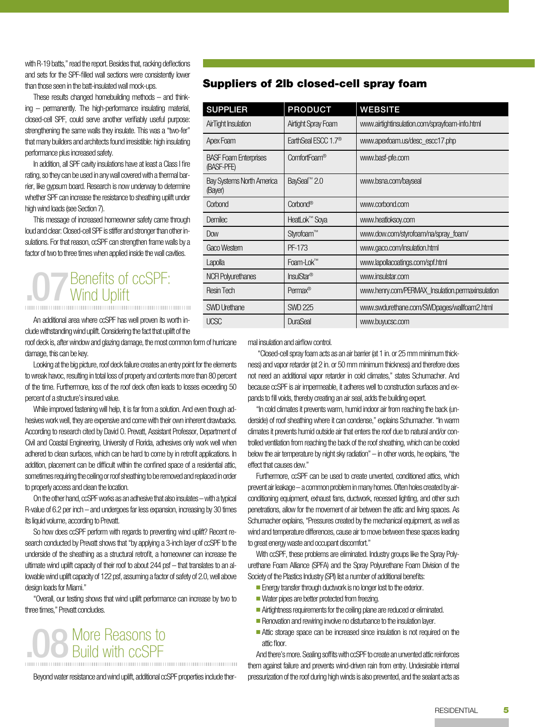with R-19 batts," read the report. Besides that, racking deflections and sets for the SPF-filled wall sections were consistently lower than those seen in the batt-insulated wall mock-ups.

These results changed homebuilding methods – and thinking – permanently. The high-performance insulating material, closed-cell SPF, could serve another verifiably useful purpose: strengthening the same walls they insulate. This was a "two-fer" that many builders and architects found irresistible: high insulating performance plus increased safety.

In addition, all SPF cavity insulations have at least a Class I fire rating, so they can be used in any wall covered with a thermal barrier, like gypsum board. Research is now underway to determine whether SPF can increase the resistance to sheathing uplift under high wind loads (see Section 7).

This message of increased homeowner safety came through loud and clear: Closed-cell SPF is stiffer and stronger than other insulations. For that reason, ccSPF can strengthen frame walls by a factor of two to three times when applied inside the wall cavities.

## .07 Benefits of ccSPF: Wind Uplift

An additional area where ccSPF has well proven its worth include withstanding wind uplift. Considering the fact that uplift of the roof deck is, after window and glazing damage, the most common form of hurricane damage, this can be key.

Looking at the big picture, roof deck failure creates an entry point for the elements to wreak havoc, resulting in total loss of property and contents more than 80 percent of the time. Furthermore, loss of the roof deck often leads to losses exceeding 50 percent of a structure's insured value.

While improved fastening will help, it is far from a solution. And even though adhesives work well, they are expensive and come with their own inherent drawbacks. According to research cited by David O. Prevatt, Assistant Professor, Department of Civil and Coastal Engineering, University of Florida, adhesives only work well when adhered to clean surfaces, which can be hard to come by in retrofit applications. In addition, placement can be difficult within the confined space of a residential attic, sometimes requiring the ceiling or roof sheathing to be removed and replaced in order to properly access and clean the location.

On the other hand, ccSPF works as an adhesive that also insulates – with a typical R-value of 6.2 per inch – and undergoes far less expansion, increasing by 30 times its liquid volume, according to Prevatt.

So how does ccSPF perform with regards to preventing wind uplift? Recent research conducted by Prevatt shows that "by applying a 3-inch layer of ccSPF to the underside of the sheathing as a structural retrofit, a homeowner can increase the ultimate wind uplift capacity of their roof to about 244 psf – that translates to an allowable wind uplift capacity of 122 psf, assuming a factor of safety of 2.0, well above design loads for Miami."

"Overall, our testing shows that wind uplift performance can increase by two to three times," Prevatt concludes.

## .08 More Reasons to Build with ccSPF

Beyond water resistance and wind uplift, additional ccSPF properties include thermal insulation and airflow control.

"Closed-cell spray foam acts as an air barrier (at 1 in. or 25 mm minimum thickness) and vapor retarder (at 2 in. or 50 mm minimum thickness) and therefore does not need an additional vapor retarder in cold climates," states Schumacher. And because ccSPF is air impermeable, it adheres well to construction surfaces and expands to fill voids, thereby creating an air seal, adds the building expert.

"In cold climates it prevents warm, humid indoor air from reaching the back (underside) of roof sheathing where it can condense," explains Schumacher. "In warm climates it prevents humid outside air that enters the roof due to natural and/or controlled ventilation from reaching the back of the roof sheathing, which can be cooled below the air temperature by night sky radiation" – in other words, he explains, "the effect that causes dew."

Furthermore, ccSPF can be used to create unvented, conditioned attics, which prevent air leakage – a common problem in many homes. Often holes created by air-conditioning equipment, exhaust fans, ductwork, recessed lighting, and other such penetrations, allow for the movement of air between the attic and living spaces. As Schumacher explains, "Pressures created by the mechanical equipment, as well as wind and temperature differences, cause air to move between these spaces leading to great energy waste and occupant discomfort."

With ccSPF, these problems are eliminated. Industry groups like the Spray Polyurethane Foam Alliance (SPFA) and the Spray Polyurethane Foam Division of the Society of the Plastics Industry (SPI) list a number of additional benefits:

- Energy transfer through ductwork is no longer lost to the exterior.
- Water pipes are better protected from freezing.
- Airtightness requirements for the ceiling plane are reduced or eliminated.
- Renovation and rewiring involve no disturbance to the insulation layer.
- Attic storage space can be increased since insulation is not required on the attic floor.

And there's more. Sealing soffits with ccSPF to create an unvented attic reinforces them against failure and prevents wind-driven rain from entry. Undesirable internal pressurization of the roof during high winds is also prevented, and the sealant acts as

## Suppliers of 2lb closed-cell spray foam

| SUPPLIER | PRODUCT | WEBSITE |
|---|---|---|
| AirTight Insulation | Airtight Spray Foam | www.airtightinsulation.com/sprayfoam-info.html |
| Apex Foam | EarthSeal ESCC 1.7® | www.apexfoam.us/desc_escc17.php |
| BASF Foam Enterprises (BASF-PFE) | ComfortFoam® | www.basf-pfe.com |
| Bay Systems North America (Bayer) | BaySeal™ 2.0 | www.bsna.com/bayseal |
| Corbond | Corbond® | www.corbond.com |
| Demilec | HeatLok™ Soya | www.heatloksoy.com |
| Dow | Styrofoam™ | www.dow.com/styrofoam/na/spray_foam/ |
| Gaco Western | PF-173 | www.gaco.com/insulation.html |
| Lapolla | Foam-Lok™ | www.lapollacoatings.com/spf.html |
| NCFI Polyurethanes | InsulStar® | www.insulstar.com |
| Resin Tech | Permax® | www.henry.com/PERMAX_Insulation.permaxinsulation |
| SWD Urethane | SWD 225 | www.swdurethane.com/SWDpages/wallfoam2.html |
| UCSC | DuraSeal | www.buyucsc.com |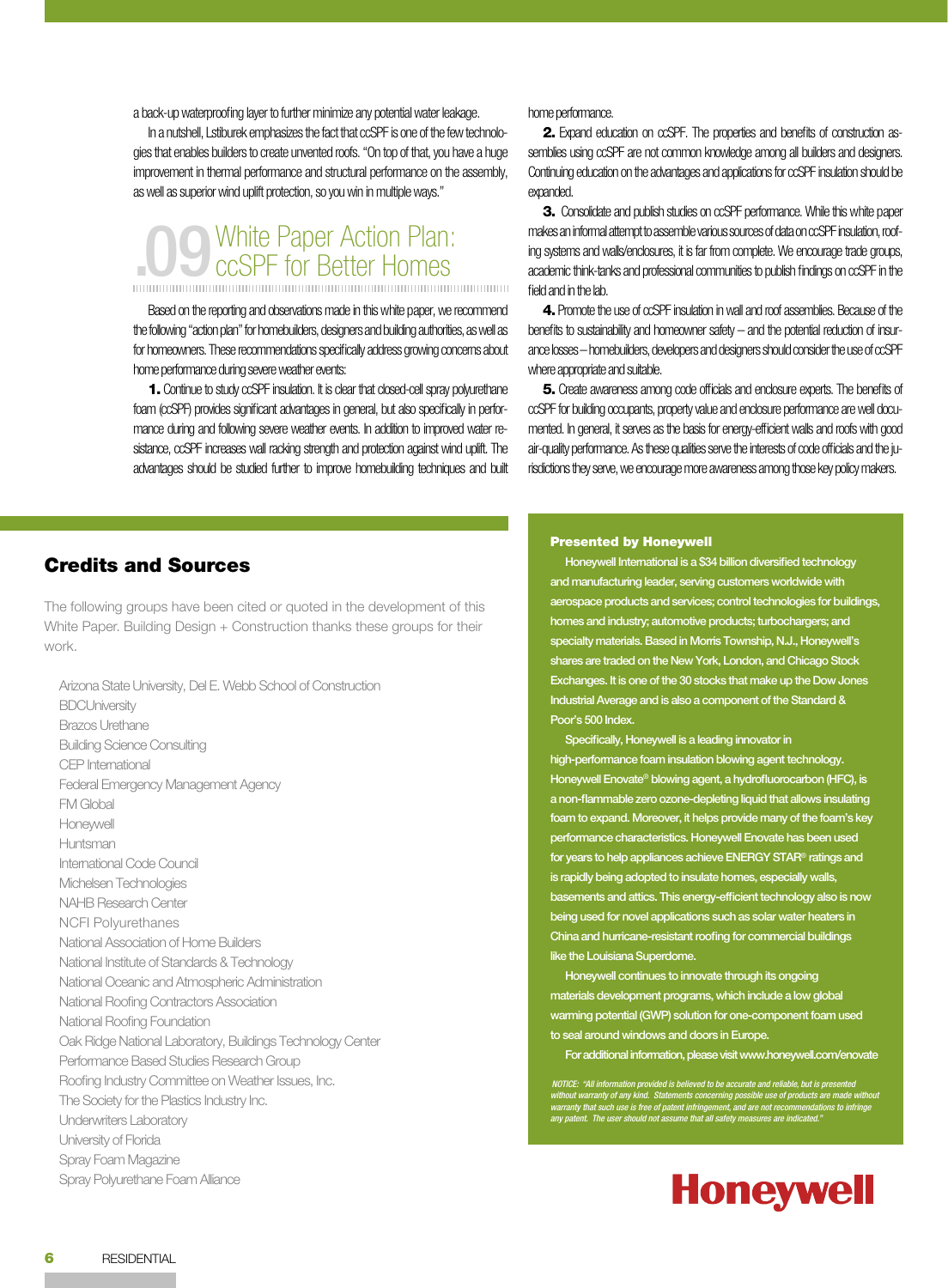a back-up waterproofing layer to further minimize any potential water leakage.

In a nutshell, Lstiburek emphasizes the fact that ccSPF is one of the few technologies that enables builders to create unvented roofs. "On top of that, you have a huge improvement in thermal performance and structural performance on the assembly, as well as superior wind uplift protection, so you win in multiple ways."

## .09 White Paper Action Plan: ccSPF for Better Homes

Based on the reporting and observations made in this white paper, we recommend the following "action plan" for homebuilders, designers and building authorities, as well as for homeowners. These recommendations specifically address growing concerns about home performance during severe weather events:

**1.** Continue to study ccSPF insulation. It is clear that closed-cell spray polyurethane foam (ccSPF) provides significant advantages in general, but also specifically in performance during and following severe weather events. In addition to improved water resistance, ccSPF increases wall racking strength and protection against wind uplift. The advantages should be studied further to improve homebuilding techniques and built home performance.

**2.** Expand education on ccSPF. The properties and benefits of construction assemblies using ccSPF are not common knowledge among all builders and designers. Continuing education on the advantages and applications for ccSPF insulation should be expanded.

**3.** Consolidate and publish studies on ccSPF performance. While this white paper makes an informal attempt to assemble various sources of data on ccSPF insulation, roofing systems and walls/enclosures, it is far from complete. We encourage trade groups, academic think-tanks and professional communities to publish findings on ccSPF in the field and in the lab.

**4.** Promote the use of ccSPF insulation in wall and roof assemblies. Because of the benefits to sustainability and homeowner safety – and the potential reduction of insurance losses – homebuilders, developers and designers should consider the use of ccSPF where appropriate and suitable.

**5.** Create awareness among code officials and enclosure experts. The benefits of ccSPF for building occupants, property value and enclosure performance are well documented. In general, it serves as the basis for energy-efficient walls and roofs with good air-quality performance. As these qualities serve the interests of code officials and the jurisdictions they serve, we encourage more awareness among those key policy makers.

## Credits and Sources

The following groups have been cited or quoted in the development of this White Paper. Building Design + Construction thanks these groups for their work.

Arizona State University, Del E. Webb School of Construction
BDCUniversity
Brazos Urethane
Building Science Consulting
CEP International
Federal Emergency Management Agency
FM Global
Honeywell
Huntsman
International Code Council
Michelsen Technologies
NAHB Research Center
NCFI Polyurethanes
National Association of Home Builders
National Institute of Standards & Technology
National Oceanic and Atmospheric Administration
National Roofing Contractors Association
National Roofing Foundation
Oak Ridge National Laboratory, Buildings Technology Center
Performance Based Studies Research Group
Roofing Industry Committee on Weather Issues, Inc.
The Society for the Plastics Industry Inc.
Underwriters Laboratory
University of Florida
Spray Foam Magazine
Spray Polyurethane Foam Alliance

**Presented by Honeywell**

Honeywell International is a $34 billion diversified technology and manufacturing leader, serving customers worldwide with aerospace products and services; control technologies for buildings, homes and industry; automotive products; turbochargers; and specialty materials. Based in Morris Township, N.J., Honeywell's shares are traded on the New York, London, and Chicago Stock Exchanges. It is one of the 30 stocks that make up the Dow Jones Industrial Average and is also a component of the Standard & Poor's 500 Index.

Specifically, Honeywell is a leading innovator in high-performance foam insulation blowing agent technology. Honeywell Enovate® blowing agent, a hydrofluorocarbon (HFC), is a non-flammable zero ozone-depleting liquid that allows insulating foam to expand. Moreover, it helps provide many of the foam's key performance characteristics. Honeywell Enovate has been used for years to help appliances achieve ENERGY STAR® ratings and is rapidly being adopted to insulate homes, especially walls, basements and attics. This energy-efficient technology also is now being used for novel applications such as solar water heaters in China and hurricane-resistant roofing for commercial buildings like the Louisiana Superdome.

Honeywell continues to innovate through its ongoing materials development programs, which include a low global warming potential (GWP) solution for one-component foam used to seal around windows and doors in Europe.

For additional information, please visit www.honeywell.com/enovate

*NOTICE: "All information provided is believed to be accurate and reliable, but is presented without warranty of any kind. Statements concerning possible use of products are made without warranty that such use is free of patent infringement, and are not recommendations to infringe any patent. The user should not assume that all safety measures are indicated."*

Honeywell